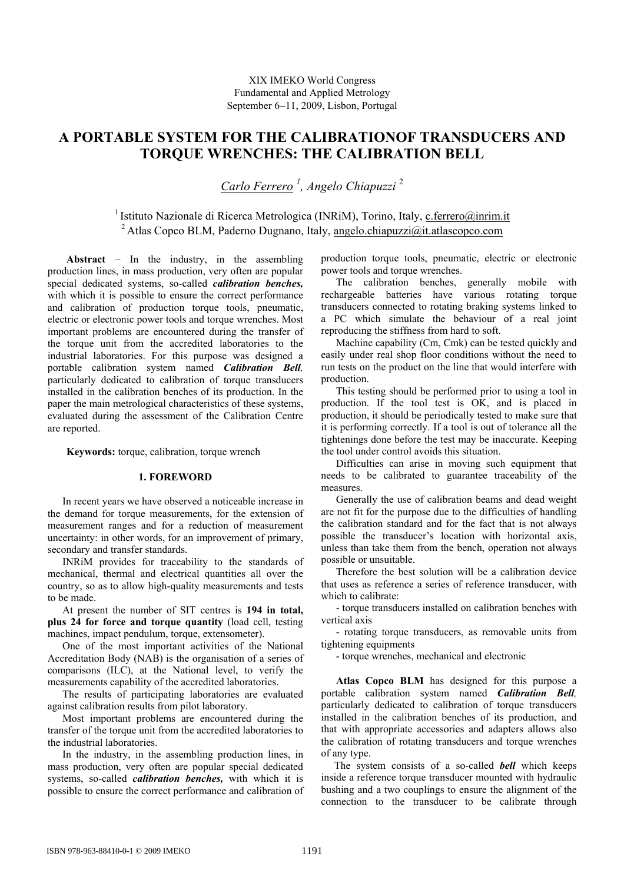XIX IMEKO World Congress
Fundamental and Applied Metrology
September 6−11, 2009, Lisbon, Portugal

# A PORTABLE SYSTEM FOR THE CALIBRATIONOF TRANSDUCERS AND TORQUE WRENCHES: THE CALIBRATION BELL

*Carlo Ferrero* [1], *Angelo Chiapuzzi* [2]

[1] Istituto Nazionale di Ricerca Metrologica (INRiM), Torino, Italy, c.ferrero@inrim.it
[2] Atlas Copco BLM, Paderno Dugnano, Italy, angelo.chiapuzzi@it.atlascopco.com

**Abstract** − In the industry, in the assembling production lines, in mass production, very often are popular special dedicated systems, so-called ***calibration benches,*** with which it is possible to ensure the correct performance and calibration of production torque tools, pneumatic, electric or electronic power tools and torque wrenches. Most important problems are encountered during the transfer of the torque unit from the accredited laboratories to the industrial laboratories. For this purpose was designed a portable calibration system named ***Calibration Bell,*** particularly dedicated to calibration of torque transducers installed in the calibration benches of its production. In the paper the main metrological characteristics of these systems, evaluated during the assessment of the Calibration Centre are reported.

**Keywords:** torque, calibration, torque wrench

## 1. FOREWORD

In recent years we have observed a noticeable increase in the demand for torque measurements, for the extension of measurement ranges and for a reduction of measurement uncertainty: in other words, for an improvement of primary, secondary and transfer standards.

INRiM provides for traceability to the standards of mechanical, thermal and electrical quantities all over the country, so as to allow high-quality measurements and tests to be made.

At present the number of SIT centres is **194 in total, plus 24 for force and torque quantity** (load cell, testing machines, impact pendulum, torque, extensometer).

One of the most important activities of the National Accreditation Body (NAB) is the organisation of a series of comparisons (ILC), at the National level, to verify the measurements capability of the accredited laboratories.

The results of participating laboratories are evaluated against calibration results from pilot laboratory.

Most important problems are encountered during the transfer of the torque unit from the accredited laboratories to the industrial laboratories.

In the industry, in the assembling production lines, in mass production, very often are popular special dedicated systems, so-called ***calibration benches,*** with which it is possible to ensure the correct performance and calibration of production torque tools, pneumatic, electric or electronic power tools and torque wrenches.

The calibration benches, generally mobile with rechargeable batteries have various rotating torque transducers connected to rotating braking systems linked to a PC which simulate the behaviour of a real joint reproducing the stiffness from hard to soft.

Machine capability (Cm, Cmk) can be tested quickly and easily under real shop floor conditions without the need to run tests on the product on the line that would interfere with production.

This testing should be performed prior to using a tool in production. If the tool test is OK, and is placed in production, it should be periodically tested to make sure that it is performing correctly. If a tool is out of tolerance all the tightenings done before the test may be inaccurate. Keeping the tool under control avoids this situation.

Difficulties can arise in moving such equipment that needs to be calibrated to guarantee traceability of the measures.

Generally the use of calibration beams and dead weight are not fit for the purpose due to the difficulties of handling the calibration standard and for the fact that is not always possible the transducer's location with horizontal axis, unless than take them from the bench, operation not always possible or unsuitable.

Therefore the best solution will be a calibration device that uses as reference a series of reference transducer, with which to calibrate:

- torque transducers installed on calibration benches with vertical axis
- rotating torque transducers, as removable units from tightening equipments
- torque wrenches, mechanical and electronic

**Atlas Copco BLM** has designed for this purpose a portable calibration system named ***Calibration Bell,*** particularly dedicated to calibration of torque transducers installed in the calibration benches of its production, and that with appropriate accessories and adapters allows also the calibration of rotating transducers and torque wrenches of any type.

The system consists of a so-called ***bell*** which keeps inside a reference torque transducer mounted with hydraulic bushing and a two couplings to ensure the alignment of the connection to the transducer to be calibrate through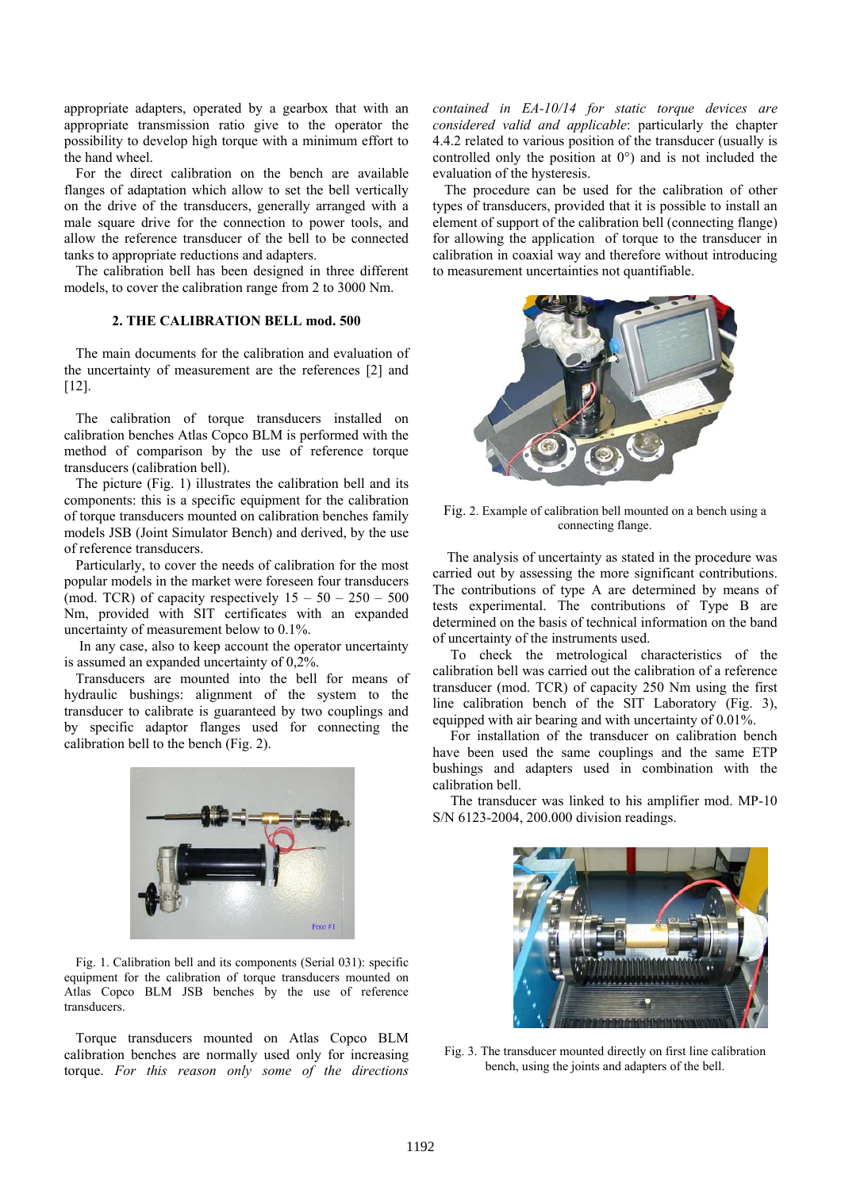appropriate adapters, operated by a gearbox that with an appropriate transmission ratio give to the operator the possibility to develop high torque with a minimum effort to the hand wheel.

For the direct calibration on the bench are available flanges of adaptation which allow to set the bell vertically on the drive of the transducers, generally arranged with a male square drive for the connection to power tools, and allow the reference transducer of the bell to be connected tanks to appropriate reductions and adapters.

The calibration bell has been designed in three different models, to cover the calibration range from 2 to 3000 Nm.

## 2. THE CALIBRATION BELL mod. 500

The main documents for the calibration and evaluation of the uncertainty of measurement are the references [2] and [12].

The calibration of torque transducers installed on calibration benches Atlas Copco BLM is performed with the method of comparison by the use of reference torque transducers (calibration bell).

The picture (Fig. 1) illustrates the calibration bell and its components: this is a specific equipment for the calibration of torque transducers mounted on calibration benches family models JSB (Joint Simulator Bench) and derived, by the use of reference transducers.

Particularly, to cover the needs of calibration for the most popular models in the market were foreseen four transducers (mod. TCR) of capacity respectively 15 – 50 – 250 – 500 Nm, provided with SIT certificates with an expanded uncertainty of measurement below to 0.1%.

In any case, also to keep account the operator uncertainty is assumed an expanded uncertainty of 0,2%.

Transducers are mounted into the bell for means of hydraulic bushings: alignment of the system to the transducer to calibrate is guaranteed by two couplings and by specific adaptor flanges used for connecting the calibration bell to the bench (Fig. 2).

Fig. 1. Calibration bell and its components (Serial 031): specific equipment for the calibration of torque transducers mounted on Atlas Copco BLM JSB benches by the use of reference transducers.

Torque transducers mounted on Atlas Copco BLM calibration benches are normally used only for increasing torque. *For this reason only some of the directions contained in EA-10/14 for static torque devices are considered valid and applicable*: particularly the chapter 4.4.2 related to various position of the transducer (usually is controlled only the position at 0°) and is not included the evaluation of the hysteresis.

The procedure can be used for the calibration of other types of transducers, provided that it is possible to install an element of support of the calibration bell (connecting flange) for allowing the application of torque to the transducer in calibration in coaxial way and therefore without introducing to measurement uncertainties not quantifiable.

Fig. 2. Example of calibration bell mounted on a bench using a connecting flange.

The analysis of uncertainty as stated in the procedure was carried out by assessing the more significant contributions. The contributions of type A are determined by means of tests experimental. The contributions of Type B are determined on the basis of technical information on the band of uncertainty of the instruments used.

To check the metrological characteristics of the calibration bell was carried out the calibration of a reference transducer (mod. TCR) of capacity 250 Nm using the first line calibration bench of the SIT Laboratory (Fig. 3), equipped with air bearing and with uncertainty of 0.01%.

For installation of the transducer on calibration bench have been used the same couplings and the same ETP bushings and adapters used in combination with the calibration bell.

The transducer was linked to his amplifier mod. MP-10 S/N 6123-2004, 200.000 division readings.

Fig. 3. The transducer mounted directly on first line calibration bench, using the joints and adapters of the bell.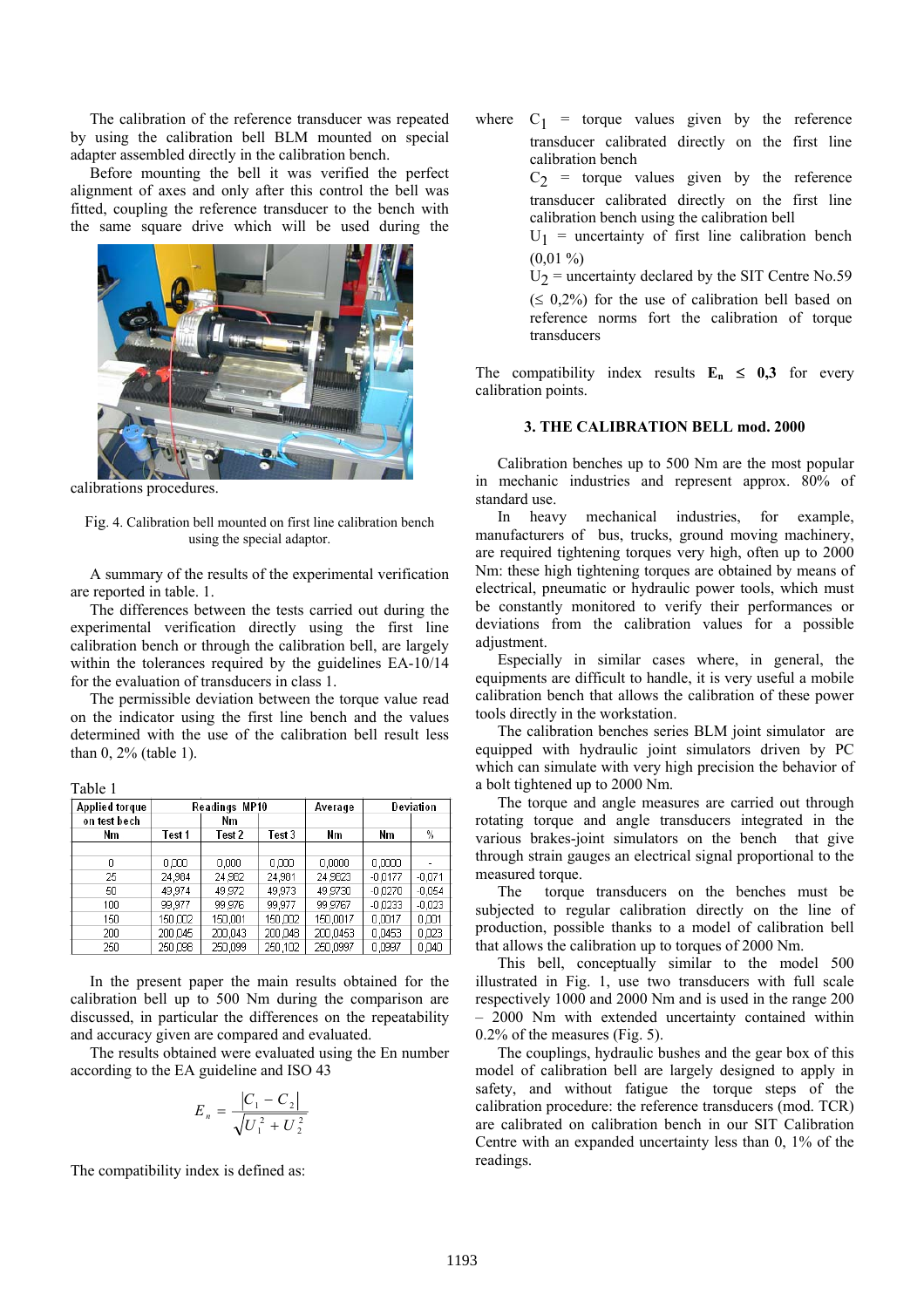The calibration of the reference transducer was repeated by using the calibration bell BLM mounted on special adapter assembled directly in the calibration bench.

Before mounting the bell it was verified the perfect alignment of axes and only after this control the bell was fitted, coupling the reference transducer to the bench with the same square drive which will be used during the calibrations procedures.

Fig. 4. Calibration bell mounted on first line calibration bench using the special adaptor.

A summary of the results of the experimental verification are reported in table. 1.

The differences between the tests carried out during the experimental verification directly using the first line calibration bench or through the calibration bell, are largely within the tolerances required by the guidelines EA-10/14 for the evaluation of transducers in class 1.

The permissible deviation between the torque value read on the indicator using the first line bench and the values determined with the use of the calibration bell result less than 0, 2% (table 1).

Table 1

| Applied torque on test bech | Readings MP10 | | | Average | Deviation | |
|---|---|---|---|---|---|---|
| | | Nm | | | | |
| Nm | Test 1 | Test 2 | Test 3 | Nm | Nm | % |
| 0 | 0,000 | 0,000 | 0,000 | 0,0000 | 0,0000 | - |
| 25 | 24,984 | 24,982 | 24,981 | 24,9823 | -0,0177 | -0,071 |
| 50 | 49,974 | 49,972 | 49,973 | 49,9730 | -0,0270 | -0,054 |
| 100 | 99,977 | 99,976 | 99,977 | 99,9767 | -0,0233 | -0,023 |
| 150 | 150,002 | 150,001 | 150,002 | 150,0017 | 0,0017 | 0,001 |
| 200 | 200,045 | 200,043 | 200,048 | 200,0453 | 0,0453 | 0,023 |
| 250 | 250,098 | 250,099 | 250,102 | 250,0997 | 0,0997 | 0,040 |

In the present paper the main results obtained for the calibration bell up to 500 Nm during the comparison are discussed, in particular the differences on the repeatability and accuracy given are compared and evaluated.

The results obtained were evaluated using the En number according to the EA guideline and ISO 43

$$E_n = \frac{|C_1 - C_2|}{\sqrt{U_1^2 + U_2^2}}$$

The compatibility index is defined as:

where $C_1$ = torque values given by the reference transducer calibrated directly on the first line calibration bench

$C_2$ = torque values given by the reference transducer calibrated directly on the first line calibration bench using the calibration bell

$U_1$ = uncertainty of first line calibration bench (0,01 %)

$U_2$ = uncertainty declared by the SIT Centre No.59 ($\leq$ 0,2%) for the use of calibration bell based on reference norms fort the calibration of torque transducers

The compatibility index results $\mathbf{E_n \leq 0,3}$ for every calibration points.

## 3. THE CALIBRATION BELL mod. 2000

Calibration benches up to 500 Nm are the most popular in mechanic industries and represent approx. 80% of standard use.

In heavy mechanical industries, for example, manufacturers of bus, trucks, ground moving machinery, are required tightening torques very high, often up to 2000 Nm: these high tightening torques are obtained by means of electrical, pneumatic or hydraulic power tools, which must be constantly monitored to verify their performances or deviations from the calibration values for a possible adjustment.

Especially in similar cases where, in general, the equipments are difficult to handle, it is very useful a mobile calibration bench that allows the calibration of these power tools directly in the workstation.

The calibration benches series BLM joint simulator are equipped with hydraulic joint simulators driven by PC which can simulate with very high precision the behavior of a bolt tightened up to 2000 Nm.

The torque and angle measures are carried out through rotating torque and angle transducers integrated in the various brakes-joint simulators on the bench that give through strain gauges an electrical signal proportional to the measured torque.

The torque transducers on the benches must be subjected to regular calibration directly on the line of production, possible thanks to a model of calibration bell that allows the calibration up to torques of 2000 Nm.

This bell, conceptually similar to the model 500 illustrated in Fig. 1, use two transducers with full scale respectively 1000 and 2000 Nm and is used in the range 200 – 2000 Nm with extended uncertainty contained within 0.2% of the measures (Fig. 5).

The couplings, hydraulic bushes and the gear box of this model of calibration bell are largely designed to apply in safety, and without fatigue the torque steps of the calibration procedure: the reference transducers (mod. TCR) are calibrated on calibration bench in our SIT Calibration Centre with an expanded uncertainty less than 0, 1% of the readings.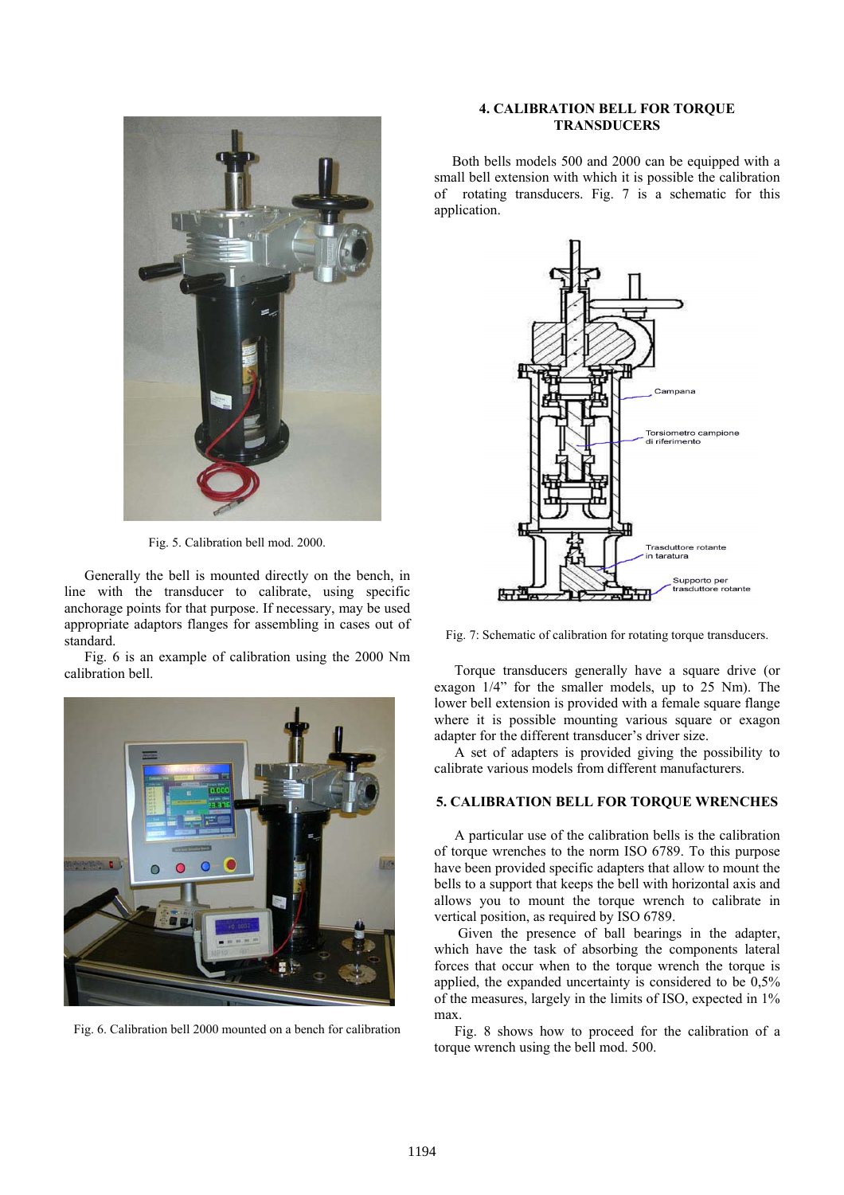Fig. 5. Calibration bell mod. 2000.

Generally the bell is mounted directly on the bench, in line with the transducer to calibrate, using specific anchorage points for that purpose. If necessary, may be used appropriate adaptors flanges for assembling in cases out of standard.

Fig. 6 is an example of calibration using the 2000 Nm calibration bell.

Fig. 6. Calibration bell 2000 mounted on a bench for calibration

## 4. CALIBRATION BELL FOR TORQUE TRANSDUCERS

Both bells models 500 and 2000 can be equipped with a small bell extension with which it is possible the calibration of rotating transducers. Fig. 7 is a schematic for this application.

Fig. 7: Schematic of calibration for rotating torque transducers.

Torque transducers generally have a square drive (or exagon 1/4" for the smaller models, up to 25 Nm). The lower bell extension is provided with a female square flange where it is possible mounting various square or exagon adapter for the different transducer's driver size.

A set of adapters is provided giving the possibility to calibrate various models from different manufacturers.

## 5. CALIBRATION BELL FOR TORQUE WRENCHES

A particular use of the calibration bells is the calibration of torque wrenches to the norm ISO 6789. To this purpose have been provided specific adapters that allow to mount the bells to a support that keeps the bell with horizontal axis and allows you to mount the torque wrench to calibrate in vertical position, as required by ISO 6789.

Given the presence of ball bearings in the adapter, which have the task of absorbing the components lateral forces that occur when to the torque wrench the torque is applied, the expanded uncertainty is considered to be 0,5% of the measures, largely in the limits of ISO, expected in 1% max.

Fig. 8 shows how to proceed for the calibration of a torque wrench using the bell mod. 500.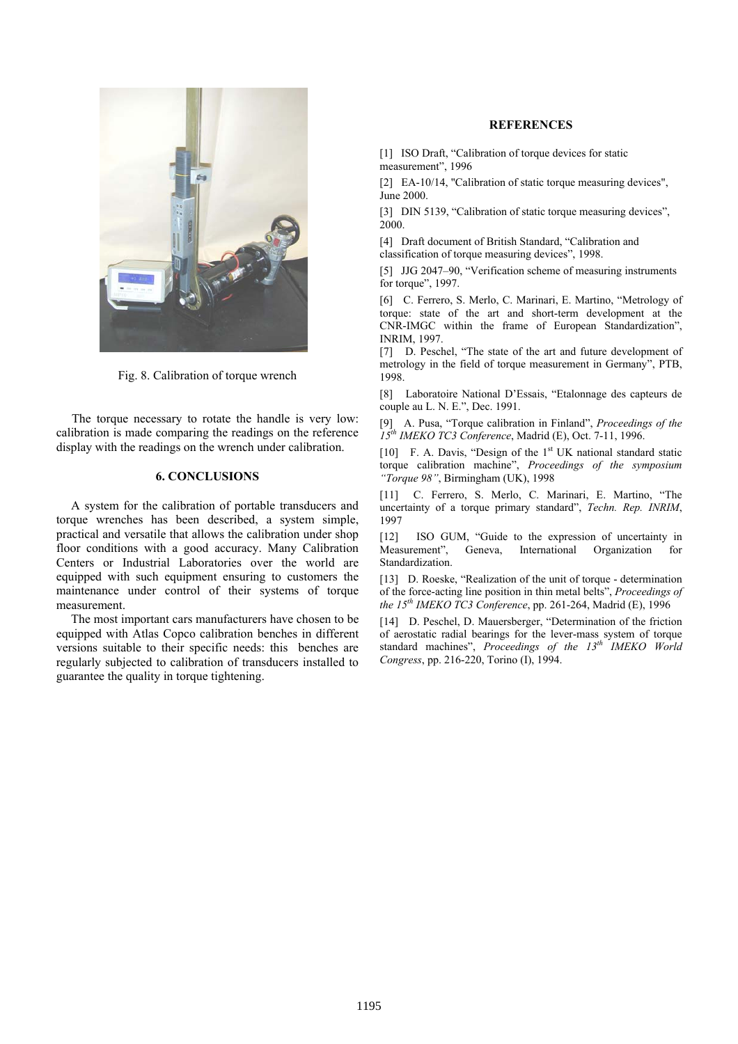Fig. 8. Calibration of torque wrench

The torque necessary to rotate the handle is very low: calibration is made comparing the readings on the reference display with the readings on the wrench under calibration.

## 6. CONCLUSIONS

A system for the calibration of portable transducers and torque wrenches has been described, a system simple, practical and versatile that allows the calibration under shop floor conditions with a good accuracy. Many Calibration Centers or Industrial Laboratories over the world are equipped with such equipment ensuring to customers the maintenance under control of their systems of torque measurement.

The most important cars manufacturers have chosen to be equipped with Atlas Copco calibration benches in different versions suitable to their specific needs: this benches are regularly subjected to calibration of transducers installed to guarantee the quality in torque tightening.

## REFERENCES

[1] ISO Draft, "Calibration of torque devices for static measurement", 1996

[2] EA-10/14, "Calibration of static torque measuring devices", June 2000.

[3] DIN 5139, "Calibration of static torque measuring devices", 2000.

[4] Draft document of British Standard, "Calibration and classification of torque measuring devices", 1998.

[5] JJG 2047–90, "Verification scheme of measuring instruments for torque", 1997.

[6] C. Ferrero, S. Merlo, C. Marinari, E. Martino, "Metrology of torque: state of the art and short-term development at the CNR-IMGC within the frame of European Standardization", INRIM, 1997.

[7] D. Peschel, "The state of the art and future development of metrology in the field of torque measurement in Germany", PTB, 1998.

[8] Laboratoire National D'Essais, "Etalonnage des capteurs de couple au L. N. E.", Dec. 1991.

[9] A. Pusa, "Torque calibration in Finland", *Proceedings of the 15th IMEKO TC3 Conference*, Madrid (E), Oct. 7-11, 1996.

[10] F. A. Davis, "Design of the 1st UK national standard static torque calibration machine", *Proceedings of the symposium "Torque 98"*, Birmingham (UK), 1998

[11] C. Ferrero, S. Merlo, C. Marinari, E. Martino, "The uncertainty of a torque primary standard", *Techn. Rep. INRIM*, 1997

[12] ISO GUM, "Guide to the expression of uncertainty in Measurement", Geneva, International Organization for Standardization.

[13] D. Roeske, "Realization of the unit of torque - determination of the force-acting line position in thin metal belts", *Proceedings of the 15th IMEKO TC3 Conference*, pp. 261-264, Madrid (E), 1996

[14] D. Peschel, D. Mauersberger, "Determination of the friction of aerostatic radial bearings for the lever-mass system of torque standard machines", *Proceedings of the 13th IMEKO World Congress*, pp. 216-220, Torino (I), 1994.